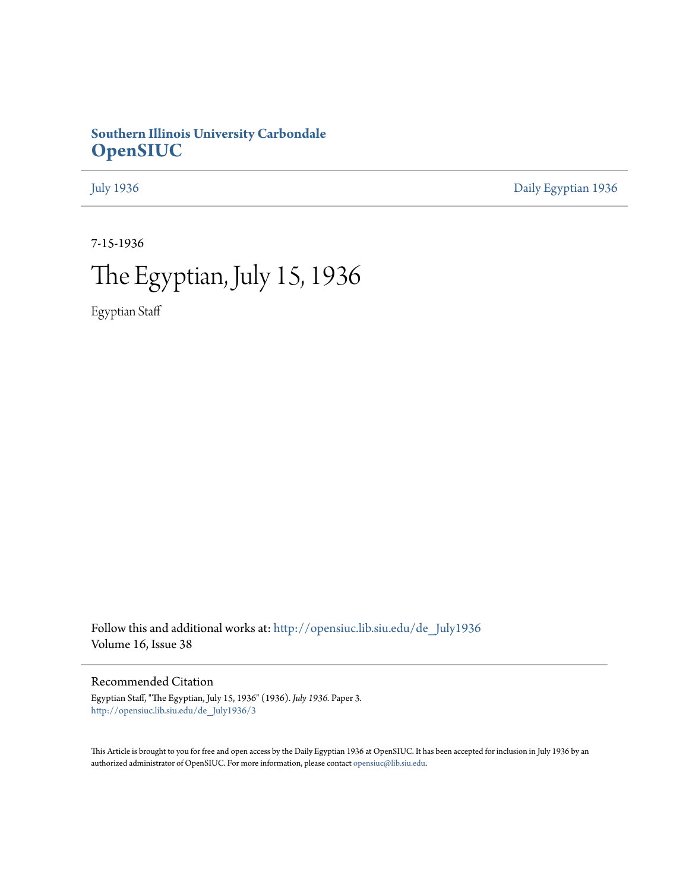Southern Illinois University Carbondale
**OpenSIUC**

July 1936 | Daily Egyptian 1936

7-15-1936

# The Egyptian, July 15, 1936

Egyptian Staff

Follow this and additional works at: http://opensiuc.lib.siu.edu/de_July1936
Volume 16, Issue 38

## Recommended Citation

Egyptian Staff, "The Egyptian, July 15, 1936" (1936). *July 1936.* Paper 3.
http://opensiuc.lib.siu.edu/de_July1936/3

This Article is brought to you for free and open access by the Daily Egyptian 1936 at OpenSIUC. It has been accepted for inclusion in July 1936 by an authorized administrator of OpenSIUC. For more information, please contact opensiuc@lib.siu.edu.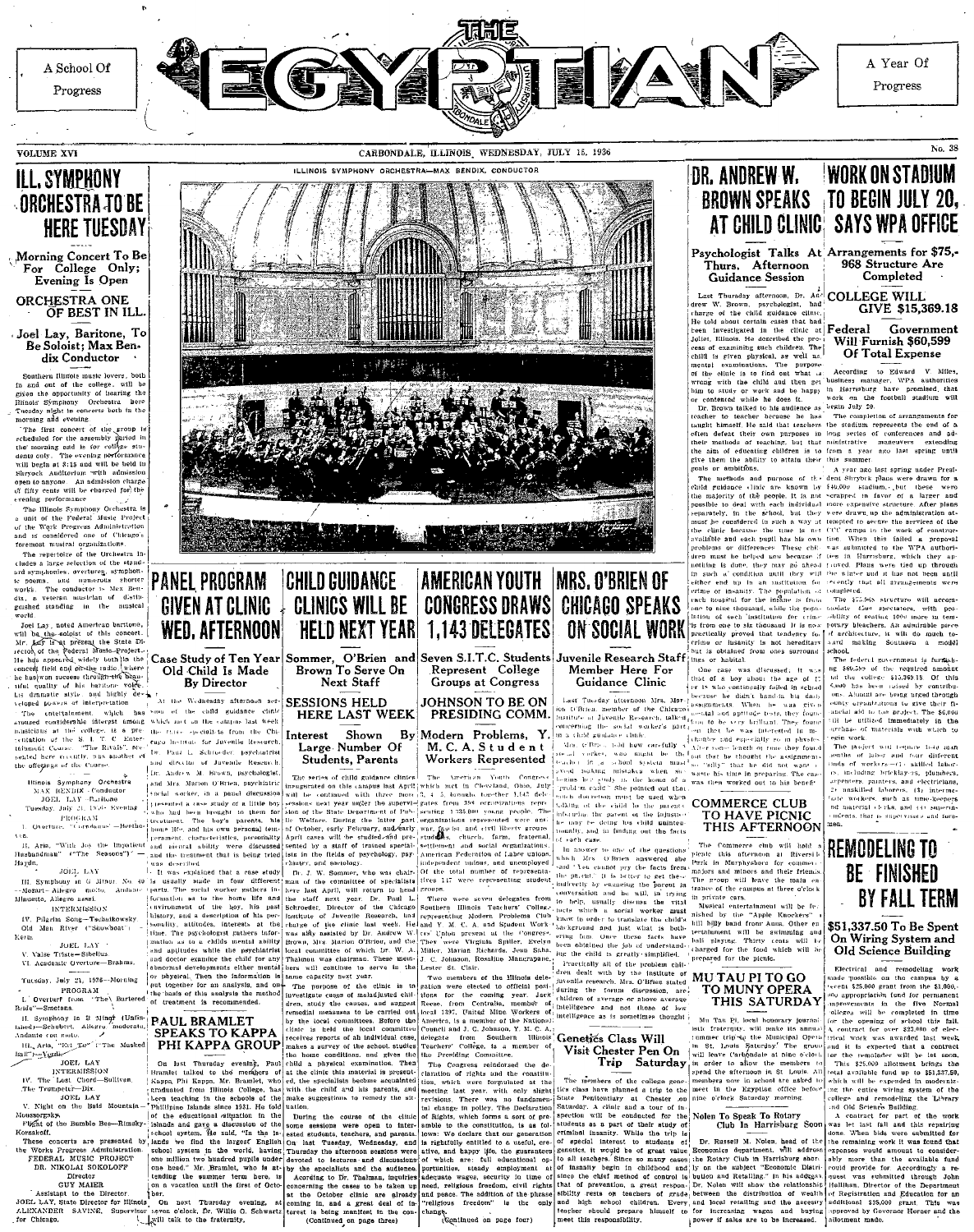A School Of Progress

# THE EGYPTIAN

A Year Of Progress

VOLUME XVI — CARBONDALE, ILLINOIS, WEDNESDAY, JULY 15, 1936 — No. 38

# ILL. SYMPHONY ORCHESTRA TO BE HERE TUESDAY

## Morning Concert To Be For College Only; Evening Is Open

## ORCHESTRA ONE OF BEST IN ILL.

### Joel Lay, Baritone, To Be Soloist; Max Bendix Conductor

Southern Illinois music lovers, both in and out of the college, will be given the opportunity of hearing the Illinois Symphony Orchestra here Tuesday night in concerts both in the morning and evening.

The first concert of the group is scheduled for the assembly period in the morning and is for college students only. The evening performance will begin at 8:15 and will be held in Shryock Auditorium with admission open to anyone. An admission charge of fifty cents will be charged for the evening performance.

The Illinois Symphony Orchestra is a unit of the Federal Music Project of the Works Progress Administration and is considered one of Chicago's foremost musical organizations.

The repertoire of the Orchestra includes a large selection of the standard symphonies, overtures, symphonic poems, and numerous shorter works. The conductor is Max Bendix, a veteran musician of distinguished standing in the musical world.

Joel Lay, noted American baritone, will be the soloist of this concert. Mr. Lay is at present the State Director of the Federal Music Project. He has appeared widely both in the concert field and on the radio where he has won success through the beautiful quality of his baritone voice, his dramatic style, and highly developed powers of interpretation.

The entertainment, which has aroused considerable interest among musicians at the college, is a presentation of the S. I. T. C. Entertainment Course. "The Rivals" presented here recently, was another of the offerings of the Course.

Illinois Symphony Orchestra
MAX BENDIX Conductor
JOEL LAY—Baritone
Tuesday, July 21, 1936—Evening

PROGRAM

I. Overture "Coriolanus"—Beethoven.

II. Aria, "With Joy the Impatient Husbandman" ("The Seasons")—Haydn.

JOEL LAY

III. Symphony in G Minor No. 40—Mozart—Allegro molto, Andante, Minuetto, Allegro assai.

INTERMISSION

IV. Pilgrim Song—Tschaikowsky
Old Man River ("Showboat")—Kern

JOEL LAY

V. Valse Triste—Sibelius
VI. Academic Overture—Brahms.

Tuesday, July 21, 1936—Morning

PROGRAM

I. Overture from "The Bartered Bride"—Smetana.

II. Symphony in B Minor (Unfinished)—Schubert, Allegro moderato, Andante con moto.

III. Aria, "Eri Tu" ("The Masked Ball")—Verdi.

JOEL LAY

INTERMISSION

IV. The Lost Chord—Sullivan
The Trumpeter—Dix

JOEL LAY

V. Night on the Bald Mountain—Moussorgsky.
Flight of the Bumble Bee—Rimsky-Korsakoff.

These concerts are presented by the Works Progress Administration.

FEDERAL MUSIC PROJECT
DR. NIKOLAI SOKOLOFF
Director
GUY MAIER
Assistant to the Director.
JOEL LAY, State Director for Illinois
ALEXANDER SAVINE, Supervisor for Chicago.

ILLINOIS SYMPHONY ORCHESTRA—MAX BENDIX, CONDUCTOR

# PANEL PROGRAM GIVEN AT CLINIC WED. AFTERNOON

## Case Study of Ten Year Old Child Is Made By Director

At the Wednesday afternoon session of the child guidance clinic which met on the campus last week, the three specialists from the Chicago Institute for Juvenile Research, Dr. Paul L. Schroeder, psychiatrist and director of Juvenile Research, Dr. Andrew W. Brown, psychologist, and Mrs. Marion O'Brien, psychiatric social worker, in a panel discussion presented a case study of a little boy who had been brought to them for treatment. The boy's parents, his home life, and his own personal temperament characteristics, personality and moral ability were discussed and the treatment that is being tried was described.

It was explained that a case study is usually made in four different parts. The social worker gathers information as to the home life and environment of the boy, his past history, and a description of his personality, attitudes, interests at the time. The psychologist gathers information as to a child's mental ability and aptitudes while the psychiatrist and doctor examine the child for any abnormal developments either mental or physical. Then the information is put together for an analysis, and on the basis of this analysis the method of treatment is recommended.

# PAUL BRAMLET SPEAKS TO KAPPA PHI KAPPA GROUP

On last Thursday evening, Paul Bramlet talked to the members of Kappa Phi Kappa. Mr. Bramlet, who graduated from Illinois College, has been teaching in the schools of the Philippine Islands since 1931. He told of the educational situation in the islands and gave a discussion of the school system. He said, "In the islands we find the largest English school system in the world, having one million two hundred pupils under one head." Mr. Bramlet, who is attending the summer term here, is on a vacation until the first of October.

On next Thursday evening, at seven o'clock, Dr. Willis G. Schwartz will talk to the fraternity.

# CHILD GUIDANCE CLINICS WILL BE HELD NEXT YEAR

## Sommer, O'Brien and Brown To Serve On Next Staff

## SESSIONS HELD HERE LAST WEEK

### Interest Shown By Large Number Of Students, Parents

The series of child guidance clinics inaugurated on this campus last April will be continued with three more sessions next year under the supervision of the State Department of Public Welfare. During the latter part of October, early February, and early April cases will be studied and presented by a staff of trained specialists in the fields of psychology, psychiatry, and sociology.

Dr. J. W. Sommer, who was chairman of the committee of specialists here last April, will return to head the staff next year. Dr. Paul L. Schroeder, Director of the Chicago Institute of Juvenile Research, had charge of the clinic last week. He was ably assisted by Dr. Andrew W. Brown, Mrs. Marion O'Brien, and the local committee of which Dr. W. A. Thalman was chairman. These members will continue to serve in the same capacity next year.

The purpose of the clinic is to investigate cases of maladjusted children, study the causes, and suggest remedial measures to be carried out by the local committee. Before the clinic is held the local committee receives reports of all individual cases, makes a survey of the school studies, the home conditions, and gives the child a physical examination. Then at the clinic this material is presented, the specialists become acquainted with the child and his parents, and make suggestions to remedy the situation.

During the course of the clinic some sessions were open to interested students, teachers, and parents. On last Tuesday, Wednesday, and Thursday the afternoon sessions were devoted to lectures and discussions by the specialists and the audience.

According to Dr. Thalman, inquiries concerning the cases to be taken up at the October clinic are already coming in, and a great deal of interest is being manifest in the con-

(Continued on page three)

# AMERICAN YOUTH CONGRESS DRAWS 1,143 DELEGATES

## Seven S.I.T.C. Students Represent College Groups at Congress

## JOHNSON TO BE ON PRESIDING COMM.

### Modern Problems, Y. M. C. A. Student Workers Represented

The American Youth Congress which met in Cleveland, Ohio, July 3, 4, 5, brought together 1,143 delegates from 388 organizations representing 1,335,000 young people. The organizations represented were anti-war, fascist, and civil liberty groups, and clubs, church, farm, fraternal, settlement and social organizations. American Federation of Labor unions, independent unions, and unemployed. Of the total number of representatives 147 were representing student groups.

There were seven delegates from Southern Illinois Teachers' College representing Modern Problems Club and Y. M. C. A. and Student Workers' Union present at the Congress. They were Virginia Spiller, Evelyn Miller, Marian Richards, Jean Saba, J. C. Johnson, Rosaline Mancrapane, Lester St. Clair.

Two members of the Illinois delegation were elected to official positions for the coming year. Jack Reese, from Centralia, member of local 1397, United Mine Workers of America, is a member of the National Council and J. C. Johnson, Y. M. C. A. delegate from Southern Illinois Teachers' College, is a member of the Presiding Committee.

The Congress reindorsed the declaration of rights and the constitution, which were formulated at the meeting last year, with only slight revisions. There was no fundamental change in policy. The Declaration of Rights, which forms a sort of preamble to the constitution, is as follows: We declare that our generation is rightfully entitled to a useful, creative, and happy life, the guarantees of which are: full educational opportunities, steady employment at adequate wages, security in time of need, religious freedom, civil rights and peace. The addition of the phrase "religious freedom" is the only change.

(Continued on page four)

# MRS. O'BRIEN OF CHICAGO SPEAKS ON SOCIAL WORK

## Juvenile Research Staff Member Here For Guidance Clinic

Last Tuesday afternoon Mrs. Morton O'Brien, member of the Chicago Institute of Juvenile Research, talked concerning the social worker's part in a child guidance clinic.

Mrs. O'Brien told how carefully social workers, who might be the teacher in a school system, must avoid making mistakes when she begins her study in the home of a "problem child." She pointed out that much discretion must be used when talking of the child to the parents, informing the parent of the injustice that he may be doing his child unintentionally, and in finding out the facts of each case.

In answer to one of the questions which Mrs. O'Brien answered she said "You cannot pry the facts from the parent. It is better to get these indirectly by engaging the parent in conversation and he will, in trying to help, usually discuss the vital facts which a social worker must know in order to translate the child's background and just what is bothering him. Once these facts have been obtained the job of understanding the child is greatly simplified."

Practically all of the problem children dealt with by the institute of juvenile research, Mrs. O'Brien stated during the forum discussion, are children of average or above average intelligence and not those of low intelligence as is sometimes thought.

# COMMERCE CLUB TO HAVE PICNIC THIS AFTERNOON

The Commerce club will hold a picnic this afternoon at Riverside Park in Murphysboro for commerce majors and minors and their friends. The group will leave the main entrance of the campus at three o'clock in private cars.

Musical entertainment will be furnished by the "Apple Knockers" a hill billy band from Anna. Other entertainment will be swimming and ball playing. Thirty cents will be charged for the food which will be prepared for the picnic.

# MU TAU PI TO GO TO MUNY OPERA THIS SATURDAY

Mu Tau Pi, local honorary journalistic fraternity, will make its annual summer trip to the Municipal Opera in St. Louis Saturday. The group will leave Carbondale at nine o'clock in order to allow the members to spend the afternoon in St. Louis. All members now in school are asked to meet in the Egyptian office before nine o'clock Saturday morning.

# Genetics Class Will Visit Chester Pen On Trip Saturday

The members of the college genetics class have planned a trip to the State Penitentiary at Chester on Saturday. A clinic and a tour of inspection will be conducted for the students as a part of their study of criminal insanity. While the trip is of special interest to students of genetics, it would be of great value to all teachers. Since so many cases of insanity begin in childhood and since the chief method of control is that of prevention, a great responsibility rests on teachers of grade and high school children. Every teacher should prepare himself to meet this responsibility.

# DR. ANDREW W. BROWN SPEAKS AT CHILD CLINIC

## Psychologist Talks At Thurs. Afternoon Guidance Session

Last Thursday afternoon, Dr. Andrew W. Brown, psychologist, had charge of the child guidance clinic. He told about certain cases that had been investigated in the clinic at Joliet, Illinois. He described the process of examining such children. The child is given physical, as well as mental examinations. The purpose of the clinic is to find out what is wrong with the child and then get him to study or work and be happy or contented while he does it.

Dr. Brown talked to his audience as teacher to teacher because he has taught himself. He said that teachers often defeat their own purposes in their methods of teaching, but that the aim of educating children is to give them the ability to attain their goals or ambitions.

The methods and purpose of the child guidance clinic are known by the majority of the people. It is not possible to deal with each individual separately. In the school, but they must be considered in such a way at the clinic because the time is not available and each pupil has his own problems or differences. These children must be helped now because if nothing is done, they may go ahead in such a condition until they will either end up in an institution for crime or insanity. The population of each hospital for the insane is from one to nine thousand, while the population of each institution for crime is from one to six thousand. It is now practically proved that tendency for crime or insanity is not hereditary but is obtained from ones surroundings or habits.

One case was discussed. It was that of a boy about the age of 17 or is who continually failed in school because he didn't hand in his daily assignments. When he was given mental and aptitude tests, they found him to be very brilliant. They found out that he was interested in mechanics and especially so in physics. After some length of time they found out that he thought the assignments were so "silly" that he did not want to waste his time in preparing. The case was then worked out to his benefit.

# Nolen To Speak To Rotary Club In Harrisburg Soon

Dr. Russell M. Nolen, head of the Economics department, will address the Rotary Club in Harrisburg shortly on the subject "Economic Distribution and Retailing." In his address, Dr. Nolen will show the relationship between the distribution of wealth and local retailing and the necessity for increasing wages and buying power if sales are to be increased.

# WORK ON STADIUM TO BEGIN JULY 20, SAYS WPA OFFICE

## Arrangements for $75,968 Structure Are Completed

## COLLEGE WILL GIVE $15,369.18

### Federal Government Will Furnish $60,599 Of Total Expense

According to Edward V. Miles, business manager, WPA authorities in Harrisburg have promised that work on the football stadium will begin July 20.

The completion of arrangements for the stadium represents the end of a long series of conferences and administrative maneuvers extending from a year ago last spring until this summer.

A year ago last spring under President Shryock plans were drawn for a $40,000 stadium, but these were scrapped in favor of a larger and more expensive structure. After plans were drawn up the administration attempted to secure the services of the CCC camps in the work of construction. When this failed a proposal was submitted to the WPA authorities in Harrisburg, which they approved. Plans were tied up through the winter and it has not been until recently that all arrangements were completed.

The $75,968 structure will accommodate 7500 spectators, with possibility of seating 1000 more in temporary bleachers. An admirable piece of architecture, it will do much toward making Southern a model school.

The federal government is furnishing $60,599 of the required amount and the college $15,369.18. Of this $6000 has been raised by contributions. Alumni are being urged through county organizations to give their financial aid to the project. The $6,000 will be utilized immediately in the purchase of materials with which to begin work.

The project will require 1049 man months of labor and four different kinds of workers—(1) skilled laborers, including bricklayers, plumbers, carpenters, painters, and electricians, (2) unskilled laborers, (3) intermediate workers, such as time-keepers and material clerks, and (4) superintendents, that is supervisors and foremen.

# REMODELING TO BE FINISHED BY FALL TERM

## $51,337.50 To Be Spent On Wiring System and Old Science Building

Electrical and remodeling work made possible on the campus by a recent $25,000 grant from the $1,000,000 appropriation fund for permanent improvements in the five Normal colleges will be completed in time for the opening of school this fall. A contract for over $22,000 of electrical work was awarded last week, and it is expected that a contract for the remainder will be let soon. This $25,000 allotment brings the total available fund up to $51,337.50, which will be expended in modernizing the entire wiring system of the college and remodeling the Library and Old Science Building.

A contract for part of the work was let last fall and this repairing done. When bids were submitted for the remaining work it was found that expenses would amount to considerably more than the available fund could provide for. Accordingly a request was submitted through John Hallihan, Director of the Department of Registration and Education for an additional $25,000 grant. This was approved by Governor Horner and the allotment made.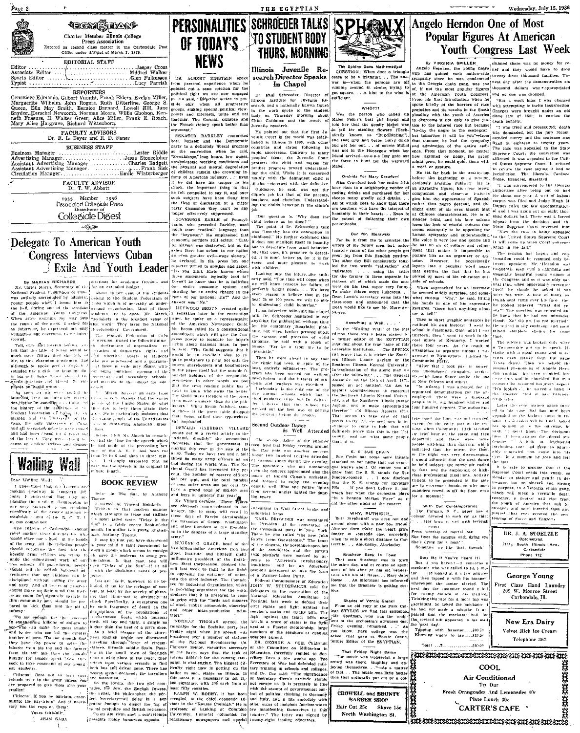# THE EGYPTIAN

Charter Member Illinois College Press Association

Entered as second class matter in the Carbondale Post Office under the Act of March 3, 1879.

## EDITORIAL STAFF

Editor .......... Jasper Cross
Associate Editor .......... Mildred Walker
Sports Editor .......... Glen Fulkerson
Typist .......... Lucy Parrish

## REPORTERS

Genevieve Edmonds, Gilbert Vaught, Frank Elders, Evelyn Miller, Marguerite Wilhelm, John Rogers, Ruth Ditterline, George S. Queen, Ella May Smith, Bernice Barnard, Lowell Hill, June Snyder, Herschel Newcomb, Norman Moore, Willis Gholson, Kenneth Frasure, H. Walter Greer, Alice Miller, Frank E. Roach, Mary Alice Hargrave, Richard Wittenborn.

## FACULTY ADVISORS

Dr. R. L. Beyer and R. D. Faner

## BUSINESS STAFF

Business Manager .......... Lester Riddle
Advertising Manager .......... Jesse Stonecipher
Assistant Advertising Manager .......... Charles Badgett
Assistant Advertising Manager .......... Frank Sisk
Circulation Manager .......... Emile Winterberger

## FACULTY ADVISOR

Dr. T. W. Abbott

1935 Member 1936
Associated Collegiate Press
Distributor of
Collegiate Digest

# Delegate To American Youth Congress Interviews Cuban Exile And Youth Leader

By MARIAN RICHARDS

Mr. Carlos March, Secretary of the National Student Federation of Cuba, was entirely surrounded by admiring young people when I found him in the hall, during one of the sessions of the American Youth Congress. When after worming my way into the center of the group, I asked for an interview, he expressed not only willingness but eagerness to be interviewed.

Tall, dark and serious looking, one felt that the title of Señor would be much more fitting than the title of Mr. to this charming gentleman. And although he spoke perfect English, it sounded like a different language due to his soft voice which slurred the syllables, and the emphasis on liquid sounds.

As soon as we were seated, he launched forth into an explanation of the conditions existing in Cuba today; the history of the activities of the Student Federation of Cuba, (it was planned that the University of Havana, the only university in Cuba, and all secondary schools were closed, and had been closed for 4 years out of the last 8. They were closed because of student strikes and demonstrations for academic freedom and for an extended budget.

About 90 per cent of the students belong to the Student Federation of Cuba which is of necessity an underground organization. Most of these students are in exile, said Mr. March, "socialists in the broadest sense of that word." They favor the National Revolutionary Government.

The Student Federation of Cuba is working toward the following aims: the destruction of imperialism, restoration of democratic rights and civil liberties, liberty of students who are imprisoned and a guarantee that those in exile may return without being punished, opening of the university and secondary schools, and increase in the budget for education.

"March himself an exile from Cuba," so says that the young people of the United States do what they can to help them attain their ends. He is particularly insistent that the young people of the United States not be destroying American imperialism.

Before I left Mr. March he remarked to me that the time for the speech which he had made at the preceding session of the A. Y. C. had been cut from 10 to 6 and then to three minutes. I strongly suspected that he gave me the speech in its original 10 minute length.

## Wailing Wall

Dear Wailing Wall:

I understand that the Legion are making progress in Southern Illinois. I understand that they are planning the sort of dictatorship in our very backyard. I am speaking specifically of the army's attempt to establish a unit of the R. O. T. C. in our community.

The citizens of Carbondale should rebel against these degenerates who would make our youth the fodder of the army. All liberty-loving people should recognize the fact that the beastly army officers are trying to undo the educational work of our free schools. All peace-loving people should tell the selfish hot-headed adventurers that our children can be disciplined without calling the army into play. And all lovers of progress should make up their mind that there is no room for jingoistic vandals in this community and should be prepared to kick them into the pit of infamy.

'Tis not enough that "the surgeons in swanky fine offices of dollars to see who can make the most smoke," and to see who can kill the greatest number of men. 'Tis not enough that they have the power to seize the laborer from his toil and the farmer from his soil any time the rascals hunger for bloody sport. Now they seek to take command of our young school students.

Citizens! Once not to turn your schools over to the army unless you are prepared to give them also your cradles!

Citizens! If you be patriots, exterminate the pay-triots! And if necessary use the rope on them!

Yours faithfully,
JEAN SABA

## BOOK REVIEW

Delay In The Sun, by Anthony Thorne.

Reviewed by Vincent Meinkoth

Written in that modern manner which attempts to tease and titillate the most jaded taste, "Delay in the Sun" is a fairly recent Book-of-the-month. Its author is a young Englishman, Anthony Thorne.

It may be that you have discovered in your mind a faint resentment toward a group which seems to consign you to the moderns, to smug preciosity. In that case, you will find "Delay of the Sun"—if at all with the disdainful hands of prejudice.

You are likely, however, to be beguiled, if not by the richness of content, at least by the novelty of phrasing, that aims—not so obviously—at shock. Specifically, it comprises one by such fragrant of detail as the descriptions of the foundations of contemporary Spain which murmur forth all day and night, a gurgle no higher than the beat of a girl's shoe.

As a brief resume of the story: Nine English people are discovered traveling through "force of circumstances" through middle Spain. Pausing in the small town of Zueriendo they find a wide place in the road, they elect a hotel, various errands to find both bus and driver gone. There has been a strike declared; the travellers are marooned.

So the lovers, the two girl comrades, the Jew, the English Jewess, the artist, the philosopher, the perfect secretary—all delay in a sun potent enough to dispel the fog of racial prejudice and British reticence.

To an American such a contretemps presents richly humorous aspects.

# PERSONALITIES OF TODAY'S NEWS

DR. ALBERT EINSTEIN spoke from personal experience when he pointed out a sane solution for the political fight we are now engaged in. He said, "Effective action is possible only when all progressive groups, staking special political viewpoints and interests, unite and hold together. The German collapse and the French victory speak better than argument."

SENATOR BARKLEY committed both himself and the Democratic party to a definitely liberal program at the convention when he said, "Sweatshops, long hours, low wages, unwholesome working conditions and the physical and mental degradation of children remain the crowning infamy of American industry. . ." Even if he did have his tongue in his cheek, the important thing is that he felt compelled to say it, and once such subjects have been flung into the field of discussion at a major party discussion they can't be any longer effectively suppressed.

GOVERNOR EARLE of Pennsylvania, who preceded Barkley, used much more "radical" language than the "keynoter." He emphasized that economic serfdom still exists; "Chattel slavery was destroyed, but on its ashes there has arisen in our nation an even greater evil—wage slavery," he declared. In the press box one reporter turned to another and asked, "Do you think Earle knows where these statements logically lead to? Doesn't he know that he is indicting our entire economic system and pleading for an entire change in the basis of our national life?" And the answer was "No."

HEYWOOD BROUN created quite a sensation, later in the convention when he spoke as a representative of the American Newspaper Guild. Mr. Broun called for a constitutional amendment which will give the Congress power to legislate for labor's rights along national lines. In part he said: "The Guild suggests that it would be an excellent idea to require publishers to print not only the known shareholders and bondholders in the paper itself but the outside financial holdings of the responsible proprietor. In other words we feel that the news reading public has a right to know who owns the owner. The Guild fears freedom of the press even more seriously than do the publishers." When Broun finished, some of those in the press table dropped their coats, stilled their typewriters and applauded.

OSWALD GARRISON VILLARD points out in a recent article in the "Atlantic Monthly" the tremendous increases that the government is making this year in the size of the army. Today we have two and a half times as many army officers as we had during the World War. The National Guard has increased fifty per cent, the number of reserve officers 600 per cent, and the total number of men under arms 260 per cent. We have a grand total of 695,400 men and boys in uniform this year.

Mr. Villard declares, "These figures are obviously unprecedented in our history, and to many will recall in these days of Fascist dictatorships the warnings of George Washington and other founders of the Republic as to the dangers of a large standing army."

EUGENE G. GRACE, head of the five-billion-dollar American Iron and Steel Institute and himself, multimillionaire president of the Bethlehem Steel Corporation, pledged himself last week to fight to the finish in opposing the entrance of unions into the steel industry. The Committee for Industrial Organization, which is providing organizers for the work, declares that it is prepared to come to grips with the "lords and masters of steel, rubber, automobile, electrical and other mass-production industries."

NORMAN THOMAS opened the campaign for the Socialist party last Friday night when his speech was broadcast over a number of stations of the National Broadcasting Co. Clarence Senior, executive secretary of the party, says that the task of raising $100,000 for the coming campaign is challenging. The biggest difficulty right now is getting on the ballot in such states as Illinois. In this state it is necessary to get 25,000 signatures, with 200 each from at least fifty counties.

RALPH W. ROBEY, it has been revealed, is the chief economic adviser to the "Kansas Coolidge." He is professor of banking at Columbia University, financial columnist for reactionary newspapers and special consultant to Wall Street banks and industrial firms.

EARL BROWDER was nominated for President at the convention of the Communist party in New York. There he was called "the new John Brown from Osawatomie." The tenor of the slogans, the scripture speeches of the candidates and the party's 1936 platform were marked by appeals to "America's revolutionary traditions and for an American people's movement to take the form of a Farmer-Labor Party."

Federal Commissioner of Education JOHN W. STUDEBAKER told the delegates to the convention of the National Education Association in Portland last week to defend their civil rights and fight against the teacher's oaths and loyalty bills. The fight against the fealty bills now is a score of states is the fight against a Fascist dictatorship, large numbers of the speakers at opening sessions agreed.

DR. GEORGE A. COE, Chairman of the Committee on Militarism in Education, forcefully replied to Secretary Dern a few weeks ago. The Secretary of War had defended military training in schools and colleges, and Dr. Coe said: "The significance of Secretary Dern's attitude should not escape us. It is precisely in line with the attempt of governmental control of political thinking in Germany and Italy, and it fits smoothly with other signs of incipient fascism which are manifesting themselves in this country." The letter was signed by twenty-eight leading educators.

# SCHROEDER TALKS TO STUDENT BODY THURS. MORNING

## Illinois Juvenile Research Director Speaks In Chapel

Dr. Paul Schroeder, Director of Illinois Institute for Juvenile Research, and a nationally known figure in the work spoke to the student body on Thursday morning about Child Guidance and the result of juvenile research.

He pointed out that the first Juvenile Court in the world was established in Illinois in 1899, with other countries and states following in rapid succession. Contrary to many peoples' ideas, the Juvenile Court protects the child and makes for further progress toward understanding the child. While it is concerned mainly with the delinquent child it is also concerned with the defective.

Guidance, he said, was not the clinic's job but that of the parents, teachers, and churches. Understanding the childs behavior is the clinic's job.

"Our question is, 'Why does the child behave as he does?'"

The point of Dr. Schroeder's talk was "Insanity has it's conception in childhood." He further explained that it does not manifest itself in insanity but in deviation from usual behavior, but that case, if it's presence is detected, it is much better so, for it is far easier and more pleasant to work with children.

Looking into the future, the authority said, "The time will come when we will know reasons for failure of perfectly bright pupils. . . We have every reason to believe that in the next 25 or 100 years we will be able to understand child behavior."

In an interview following his chapel talk, Dr. Schroeder hesitated to say anything for publication without time for his customary thoughtful phrasing, but when further pressed about the success and progress of child guidance he said with a touch of humor, "Far be it from me to be pessimistic."

Then he went ahead to say that the clinic had been in spite of the times, entirely sufficient. The program has been carried out without interruption and the interest of students and teachers was excellent.

Carbondale is the only one of the five normal schools which has child guidance clinic but Dr. Schroeder believes that the school has worked out the best way of getting the program before the people.

## Second Outdoor Dance Is Well Attended

The second dance of the summer term was held last Friday evening around the flag pole with another success. About two hundred couples attended at various times during the evening. The spectators who out numbered even the dancers appreciated also the music of Harold Custin's orchestra and seemed to enjoy the evening equally well. Blue and yellow lights from several angles lighted the dancing space.

# SPHINX

The Sphinx Goes Mathematical

QUESTION: When does a triangle cease to be a triangle?. . . The answer is—when the persons are all running around in circles trying to get square. . . A hint to the wise is sufficient.

## WHO???

Was the person who called up Mabel Perry's best girl friend and told her that the goodly Mabel was in jail for stealing flowers (Technically known as "Bug-Hunting") and that Izzy had better hurry down and get her out. . . of course Mabel was not in the Hoosegow when her friend arrived—so-o-o Izzy sent out the force to hunt for the wayward Mabel.

## Orchids For Mary Crawford

Miss Crawford took her entire fifth hour class to a neighboring vendor of cooling drinks and purchased for her sheeps many goodly cold drinks. . . All of which goes to show that there are teachers who have the interest of humanity in their hearts. . . Even to the extent of flattening their own pocketbooks.

## Our Mr. Morawski

Far be it from me to criticize the errors of my fellow men, but unfortunately some of the other people get great joy from this fiendish pastime. The other day Bill consistently juggled the two words "salvation" and "salvation" . . . using the latter for the former in three separate instances, all of which made the answers on his test paper very funny. To make things more ludicrous . . . Dean Lentz's secretary came into the class-room and announced that the Dean would like to see Mr. Morc-Aw-Ski-ee.

## Answering a Wail. . .

In the "Wailing Wall" of the last edition there was a letter signed by a former editor of the EGYPTIAN inquiring about the true name of this venerable institution. . . The SPHINX can prove that it is either the Southern Illinois Insane Asylum or the Southern Illinois Normal University. In explanation of the above may we offer the following . . . "the General Assembly, on the 15th of April, 1871, passed an act entitled, 'An Act to appoint commissioners to construct the Southern Illinois Normal University, and the Southern Illinois Insane Asylum, and to make appropriation therefor'" (74 Illinois Reports 471). That seems to take care of that pretty nicely. All we need now is for evidence to come to light that will definitely prove that this is the University . . . and not what some people think it is.

## E. E. SUE CRAIN

Sue Crain has some more initials attached to her name that not everyone knows about. Of course you all know that the S. S. stands for Sue Student-council . . . but disclose that the E. E. stands for Egyptian Elfie. . . If you don't believe it, just watch her when the orchestra plays "In a Persian Market Place" as it did the other night at the concert.

## WHY, RUTHIE!!!

Ruth Stephenson was seen out and around about with a new boy friend . . . Absence does make the heart grow fonder of someone else, especially when its only a short distance to Carterville. . . Alackaday, Alackaday.

## Brashear Back In Town

That man Brashear was in town the other day, and of course he spent most of his time at his old rendezvous with his old flame. . . Mary Anne Reese. . . An informant has informed me that the Brashear is getting serious.

## Shades of Vernie Crane!

From an old copy of the Park College STYLUS we find this sentence, "Mr. Goodman, who was the recipient of the orchestra's advances last Friday evening, remarked . . ." As you know, Park college was the school that gave us Vernie Crane, former Editor of the EGYPTIAN.

## That Friday Night Dance

"The music was wonderful, a large crowd was there, laughing and enjoying themselves. . ." As a matter of fact. . . The music was little better than that ordinarily put out by a collegiate orchestra.

**CROWELL and BRUNTY BARBER SHOP**
Hair Cut 25c Shave 15c
North Washington St.

# Angelo Herndon One of Most Popular Figures At American Youth Congress Last Week

By VIRGINIA SPILLER

Angelo Herndon, the young negro who has gained such nation-wide sympathy since he was condemned to the Georgia chain gang, was one of, if not the most popular figures at the American Youth Congress. From his first introduction when he spoke briefly of the horrors of race prejudice and its results in the South pleading with the youth of America to overcome it not only to give justice to the colored race but because "to-day the negro is the scapegoat; but tomorrow it will be you"—from that moment he had the sympathy and admiration of the entire audience. From that moment, no matter how agitated or noisy, the group might grow, he could quiet them with a word or gesture.

He sat far back in the auditorium before the beginning of a session, obviously avoiding publicity. He is an attractive figure, his clear brown complexion and clear-cut features give him the appearance of Spanish rather than negro descent, and the slight slant of his eyes almost hint at Chinese characteristics. He is of slender build, and his face seldom loses the look of wistful sadness that seems constantly to be appealing for human sympathy and understanding. His voice is very low and gentle and he has an air of culture and refinement that makes it impossible to picture him as an organizer or agitator. However, he occasionally lapses into a peculiar word usage that betrays the fact that he has picked up most of his education outside of schools.

When approached for an interview he seemed mildly surprised and somewhat curious. "Why," he said, lifting his hands in one of his expressive gestures, "there isn't anything about me to tell."

Then in short, graphic sentences he outlined his own history: "I went to school in Cincinnati, Ohio, until I was thirteen, then I went to work in the coal mines of Kentucky. I worked there four years. As the result of attempting to organize unions I was arrested in Birmingham. I joined the Communist Party.

"After that I took part in numerous unemployed struggles, strikes, etc.—the Lone Shore strike, the one at New Orleans and others.

"In Atlanta I was arrested for an organized demonstration for the unemployed. There were a thousand people in it, six hundred whites and four hundred negroes. The authorities claimed there was no money for relief and they would have to drop twenty-three thousand families. The next day after the demonstration six thousand dollars was appropriated and no one was dropped.

"But a week later I was charged with attempting to incite insurrection. Charges were brought under an old slave law of 1861; it carries the death penalty.

"I was tried and prosecuted; death was demanded, but the jury recommended mercy and the sentence was fixed at eighteen to twenty years. The case was appealed to the State Supreme Court; the conviction was affirmed. It was appealed to the United States Supreme Court. It refused to review the case saying it had no jurisdiction. The liberals, Cardozo, Stone, Brandeis, dissented.

"I was surrendered to the Georgia authorities after being out on bail for about one year. A writ of habeas corpus was filed and Judge Hugh M. Dorsey ruled the law unconstitutional and I was sent out on eight thousand dollars bail. There was a forced appeal from the decision and the State Supreme Court reversed him. Now the case is being appealed to the United States Supreme Court. It will come up when Court convenes again in the fall."

The session had begun and conversation could be resumed only between speakers. Mr. Herndon was frequently seen with a charming and unusually beautiful young woman at the Congress and so it was only natural that, when opportunity presented itself, he should be asked if she were his wife. A look of blank astonishment came over his face then he looked relieved. "What did you say?" The question was repeated and he knew that he had not misunderstood. "Not oh no, I'm not married." He retired in shy confusion and maintained complete silence for some time.

The silence was broken only when a Tennessean got up to speak. He spoke with a nasal twang and in accents even flatter than the usual Texas drawl. Then we beheld the unusual phenomenon of Angelo Herndon smiling. His eyes crinkled into little slits and he chuckled. But in a moment he resumed his grave aspect. "It's foolish," he waved a hand at the speaker, "but it has Fascist tendencies."

Later the conversation again turned to his case that has now been appealed to the highest court in the land. Its decision will be final. Asked his opinion as to the outcome, he said, "I don't know—The decisions there, it leans against the liberal tendencies." A look of frightened loneliness, that had been so admirably concealed now came into his eyes. In a moment he rose and left the hall.

It is safe to assume that if the Supreme Court sends this youth, so slender in stature and gentle in demeanor, but so sincere and strong in purpose, to a Georgia chain gang, which will mean a veritable death sentence, a protest will rise from the youth of America, that will be stronger and more forceful than any protest that ever greeted the sentencing of Sacco and Vanzetti.

## With Our Contemporaries

The Furman, S. C., paper has a column devoted to such rot as this:

Her brow is wet with feverish sweat,
From worship of mortal pan.
She fixes the campus with dying eye,
She's dying for a man!
Somehow we like that, though!

## Stop Me If You've Heard It!

But if you haven't—it concerns a mechanic who was called to fix a motor. He looked at it a few minutes and then tapped it with his hammer, whereupon the motor started. The next day the customer found a bill for twenty dollars in his mailbox. Thinking this rate for a mere tap was exorbitant, he asked the mechanic if he had not made a mistake. It appeared that the mechanic was on the job, for the revised bill appeared in his mail the next day:

| | |
|---|---|
| Tapping with hammer | $00.50 |
| Knowing where to tap | $19.50 |
| Total | $20.00 |

**DR. J. A. STOELZLE**
Optometrist
211½ South Illinois Ave.,
Carbondale
Phone 112

**George Young**
First Class Hand Laundry
209 W. Monroe Street
Carbondale, Ill.

**New Era Dairy**
Velvet Rich Ice Cream
Telephone 363

**COOL**
**Air Conditioned**
Try Our
Fresh Orangeades And Lemonades 10c
Plate Lunch 30c
**CARTER'S CAFE**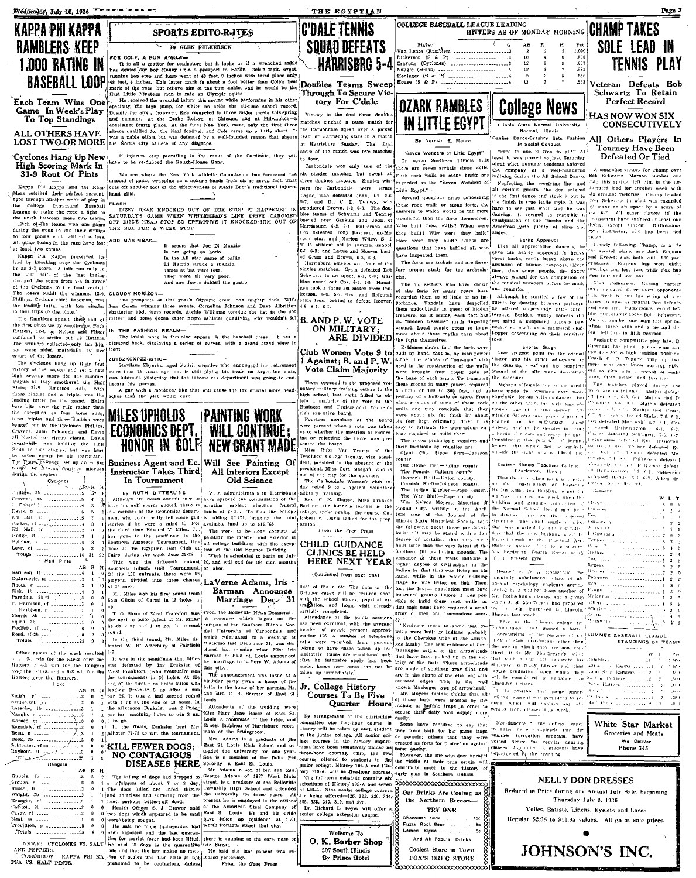# KAPPA PHI KAPPA RAMBLERS KEEP 1,000 RATING IN BASEBALL LOOP

## Each Team Wins One Game In Week's Play To Top Standings

## ALL OTHERS HAVE LOST TWO OR MORE

### Cyclones Hang Up New High Scoring Mark In 31-9 Rout Of Pints

Kappa Phi Kappa and the Ramblers retained their perfect percentages through another week of play in the College Intramural Baseball League to make the race a fight to the finish between these two teams.

Each of the teams won one game during the week to run their strings to four games each without a loss. All other teams in the race have lost at least two games.

Kappa Phi Kappa preserved its lead by knocking over the Cyclones by an 8-7 score. A late run rally in the last half of the last inning changed the score from 7-4 in favor of the Cyclones to the final verdict. The losers outhit the winners, 13-9. Phillips, Cyclone third baseman, was the leading hitter with four singles in four trips to the plate.

The Ramblers upheld their half of the first-place tie by smothering Pat's Hatters, 12-4, as Nelson and Filgor combined to strike out 12 Hatters. The winners collected only ten hits but were aided materially by five errors of the losers.

The Cyclones hung up their first victory of the season and set a new high scoring mark for the summer leagues as they smothered the Half Pints, 31-9. Emerson Hall, with three singles and a triple, was the leading hitter for the game. Extra base hits were the rule rather than the exception as four home runs, three triples, and three doubles were banged out by the Cyclones. Phillips, Cravens, John Dohanich, and Davis all blasted out circuit clouts. Davis meanwhile was holding the Half Pints to two singles but was hurt by seven errors by his teammates. The Pints, however, set up an erring record by making fourteen miscues during the contest.

**Cyclones**

| | AB | R | H |
|---|---|---|---|
| Phillips, 3b | 5 | 5 | 4 |
| Cravens, ss | 6 | 4 | 3 |
| J. Dohanich | 6 | 3 | 2 |
| Davis, p | 5 | 5 | 3 |
| Em Hall, 2b | 5 | 3 | 4 |
| Parker, cf | 4 | 2 | 2 |
| Ed Hall, lf | 4 | 2 | 2 |
| Hodge, lf | 3 | 1 | 2 |
| Belcher, c | 3 | 2 | 2 |
| Love, cf | 3 | 2 | 1 |
| Totals | 44 | 31 | 22 |

**Half Pints**

| | AB | R | H |
|---|---|---|---|
| Garrison, lf | 4 | 1 | 0 |
| DeJarnette, ss | 3 | 1 | 0 |
| Roots, c | 3 | 1 | 0 |
| Sisk, 1b | 3 | 1 | 1 |
| Purdum, 2b-rf | 3 | 1 | 0 |
| C. Harbison, cf | 3 | 1 | 1 |
| J. Harbison, p | 2 | 1 | 0 |
| Morris, 2b | 2 | 1 | 0 |
| Squib, 3b | 3 | 1 | 1 |
| Puckett, rf | 2 | 0 | 0 |
| Reed, rf-2b | 2 | 0 | 0 |
| Totals | 22 | 9 | 3 |

Other games of the week resulted in a 13-1 win for the Hicks over the Hatters, a 4-3 win for the Rangers over the Hicks, and a 9-5 win for the Hatters over the Rangers.

**Hicks**

| | AB | R | H |
|---|---|---|---|
| Smith, cf | 3 | 0 | 1 |
| Schmeisel, 2b | 2 | 1 | 1 |
| Loesche, 1b | 3 | 2 | 1 |
| Naugle, c | 3 | 2 | 2 |
| Karnes, ss | 3 | 2 | 0 |
| Ragsdale, rf | 2 | 2 | 1 |
| Beau, p | 3 | 1 | 2 |
| Book, 3b | 3 | 0 | 0 |
| Schlenter, rf-ss | 3 | 0 | 0 |
| Rayborn, lf | 3 | 1 | 0 |
| Totals | 25 | 13 | 6 |

**Rangers**

| | AB | R | H |
|---|---|---|---|
| Hubble, 1b | 3 | 2 | 1 |
| Crouch, c | 3 | 0 | 1 |
| Russell, lf | 3 | 0 | 1 |
| Wright, 2b | 3 | 1 | 1 |
| Krueger, cf | 3 | 1 | 1 |
| Carlton, 2b | 2 | 0 | 0 |
| Casey, rf | 3 | 0 | 0 |
| Neal, ss | 3 | 0 | 0 |
| Trovillion, p | 2 | 0 | 0 |
| Totals | 23 | 4 | 6 |

TODAY: CYCLONES VS. SALT AND PEPPERS.
TOMORROW: KAPPA PHI KAPPA VS. HALF PINTS.

---

# SPORTS EDITO-R-ITES

By GLEN FULKERSON

**FOR COLE, A BUM ANKLE—**

It is all a matter for conjecture but it looks as if a wrenched ankle has denied our boy Kenny Cole a passport to Berlin. Cole's main event, running hop step and jump went at 49 feet, 9 inches with third place only 48 feet, 4 inches. This latter mark is about a foot better than Cole's best mark of the year, but relieve him of the bum ankle, and he would be the first Little Nineteen man to rate an Olympic squad.

He received the eventual injury this spring while performing in his other specialty, the high jump, for which he holds the all-time school record. Despite the ankle, however, Ken competed in three major meets this spring and summer. At the Drake Relays, at Chicago, and at Milwaukee—consistent fourth places. At the final New York meet, only the first three places qualified for the Nazi festival, and Cole came up a little short. It was a noble effort but was defeated by a well-founded reason that spares the Norris City athlete of any disgrace.

If injuries keep prevailing in the ranks of the Cardinals, they will have to be re-dubbed the Rough-House Gang.

We see where the New York Athletic Commission has increased the amount of gauze wrapping on a boxer's hands from six to seven feet. That cuts off another foot of the effectiveness of Maxie Baer's traditional injured hand alibi.

**FLASH**

DIZZY DEAN KNOCKED OUT OF BOX STOP IT HAPPENED IN SATURDAY'S GAME WHEN WHITEHEAD'S LINE DRIVE CAROMED OFF DIZZ'S HEAD STOP SO EFFECTIVE IT KNOCKED HIM OUT OF THE BOX FOR A WEEK STOP

**ADD MARIMBAS—**

It seems that Joe Di Maggio,
Is not going so hotlio.
In the All star game of ballio,
Di Maggio struck a snaggio.
Times at bat were four,
They were all very poor,
And now Joe is dubbed the goatio.

**CLOUDY HORIZON—**

The prospects of this year's Olympic crew look mighty dark. With Jess Owens winning three events, Cornelius Johnson and Dave Albritton shattering high jump records, Archie Williams topping the list in the 400 meter; and some dozen other negro athletes qualifying why wouldn't it?

**IN THE FASHION REALM—**

The latest mode in feminine apparel is the baseball dress. It has a diamond back, displaying a series of curves, with a grand stand view in front.

**ZBYSZKOXPZZ-ISTIC—**

Stanislaus Zbyszko, aged Polish wrestler who announced his retirement more than 15 years ago, but is still plying his trade on Argentine mats, was informed yesterday that the income tax department was going to confiscate his purses.

A guy with a monicker like that will cause the tax official more headaches than the $410 would cure.

---

# MILES UPHOLDS ECONOMICS DEPT. HONOR IN GOLF

## Business Agent and Ec. Instructor Takes Third In Tournament

By RUTH DITTERLINE

Although Dr. Nolen doesn't care to have his golf scores quoted, there is one member of the Economics department who could really tell some golf stories if he were a mind to. For the third time Edward V. Miles, Jr., has gone to the semifinals in the Southern Amateur Tournament, this time at the Egyptian Golf Club at Cairo, during the week June 22-27.

This was the fifteenth annual Southern Illinois Golf Tournament. Of the 150 entrants, there were 96 players, divided into three classes of 32 each.

Mr. Miles won his first round from Sam Gilpin of Carmi in 18 holes, 1 up.

T. O. Sloan of West Frankfort was the next to taste defeat at Mr. Miles' hands 2 up and 1 to go, the second round.

In the third round, Mr. Miles defeated W. H. Atterbury of Fairfield 9-7.

It was in the semifinals that Miles was defeated by Jay Draksler of West Frankfort, (who eventually won the tournament) in 36 holes. At the end of the first nine holes Miles was leading Draksler 3 up after a sub par 34. It was a bad second round with 1 up at the end of 18 holes. In the afternoon Draksler was 2 under par for remaining holes to win 3 up, 2 to go.

In the finals, Draksler beat McAllister 71-73 to win the tournament.

---

# KILL FEWER DOGS; NO CONTAGIOUS DISEASES HERE

The killing of dogs had dropped to a minimum of about 7 or 8 day. The dogs killed are unfed, thirsty and homeless and suffering from the heat, perhaps better off dead.

Health Officer S. J. Brewer said two dogs which appeared to be mad were being sought.

He said no more hydrophobia had been reported and the last quarantine for scarlet fever had been lifted. He said 38 days is the quarantine rule and that the law makes no mention of scales and this state is not presumed to be contagious, unless

---

# PAINTING WORK WILL CONTINUE; NEW GRANT MADE

## Will See Painting Of All Interiors Except Old Science

WPA administrators in Harrisburg have approved the continuation of the painting project allotting federal funds of $8,317. To this the college is adding $2,471, bringing the total available fund up to $10,788.

The work to be done consists of painting the interior and exterior of all college buildings with the exception of the Old Science Building.

Work is scheduled to begin on July 20, and will call for 164 man months of labor.

---

# LaVerne Adams, Iris Barman Announce Marriage Dec. 31

From the Belleville News-Democrat:

A romance which began on the campus of the Southern Illinois Normal University at Carbondale and which culminated in a wedding at Waterloo last December 31, was disclosed last evening when Miss Iris Barman of East St. Louis announced her marriage to LaVerne W. Adams of this city.

The announcement was made at a birthday party given in honor of the bride in the home of her parents, Mr. and Mrs. C. R. Barman of East St. Louis.

Attendants at the wedding were Miss Mary Jane Reese of East St. Louis, a roommate of the bride, and Ernest Brigham of Harrisburg, roommate of the bridegroom.

Mrs. Adams is a graduate of the East St. Louis High School and attended the university for one year. She is a member of the Delta Phi Sorority in East St. Louis.

Mr. Adams, a son of Mr. and Mrs. George Adams of 1837 West Main street, is a graduate of the Belleville Township High School and attended the university for three years. At present he is employed in the offices of the American Steel Company of East St. Louis. He and his bride have taken up residence at 1501 North Fortieth street, that city.

there is running at the ears, nose or bad throat.

He said the last patient was released yesterday.

From the Free Press

---

# C'DALE TENNIS SQUAD DEFEATS HARRISBRG 5-4

## Doubles Teams Sweep Through To Secure Victory For C'dale

Victory in the final three doubles matches cinched a team match for the Carbondale squad over a picked team of Harrisburg stars in a match at Harrisburg Sunday. The final score of the match was five matches to four.

Carbondale won only two of the six singles matches, but swept all three doubles matches. Singles winners for Carbondale were Bruce Logue, who defeated John, 9-7, 2-6, 9-7; and Dr. C. D. Tenney, who smothered Brown, 6-2, 6-3. The doubles teams of Schwartz and Tenney turned over Gaskins and John, of Harrisburg, 6-2, 6-4; Fulkerson and Cox defeated Tony Favreau, ex-Maroon star, and Marion Wiley, S. I. T. C. student not in summer school, 6-3, 6-2; and Logue and Hoover bested Gram and Brown, 6-3, 6-3.

Harrisburg players won four of the singles matches. Gram defeated Bob Schwartz in an upset, 6-1, 6-0; Gaskins nosed out Cox, 6-4, 7-5; Haasigan took a three set match from Fulkerson, 6-0, 5-7, 6-4, and Gidcumb came from behind to defeat Hoover, 4-6, 6-1, 6-1.

---

# B. AND P. W. VOTE ON MILITARY; ARE DIVIDED

## Club Women Vote 9 to 1 Against; B. and P. W. Vote Claim Majority

Those opposed to the proposed voluntary military training course in the high school, last night failed to obtain a majority of the vote of the Business and Professional Women's club executive board.

Fourteen members of the board were present when a vote was taken as to whether the question of endorsing or rejecting the move was presented the board.

Miss Ruby Van Trump of the Teachers' College faculty, vice president, presided in the absence of the president, Miss Cora Morgan, who is out of the city for the summer.

The Carbondale Woman's club today voted 9 to 1 against voluntary military training.

Rev. F. N. Sharpe, Miss Frances Barbour, the latter a teacher at the college, spoke against the course. Col. Robert W. Davis talked for the proposition.

From the Free Press

---

# CHILD GUIDANCE CLINICS BE HELD HERE NEXT YEAR

(Continued from page one)

duct of the clinic. The date on the October cases will be secured soon with the school survey, physical examination, and home visit already partially completed.

Attendance at the public sessions has been excellent, with the average number of people present approximating 175. A number of telephone calls were received, from persons asking to have cases taken up immediately. Cases are examined only after an intensive study has been made, hence new cases can not be taken up immediately.

---

# Jr. College History Courses To Be Five Quarter Hours

By arrangement of the curriculum committee one five-hour course in history will be taken by each student in the junior college. All senior college courses in the history department must have been tentatively named as three-hour courses, while the two courses offered to students in the junior college, History 105-A and History 110-A, will be five-hour courses.

The fall term schedule contains six selections of History 105-A and seven of 110-A. Nine senior college courses are being offered—225, 322, 320, 344, 335, 335, 340, 310, and 376.

Dr. Richard L. Beyer will offer a senior college extension course.

---

**Welcome To**
**O. K. Barber Shop**
207 South Illinois
By Prince Hotel

---

# COLLEGE BASEBALL LEAGUE LEADING HITTERS AS OF MONDAY MORNING

| Player | G | AB | R | H | Pct. |
|---|---|---|---|---|---|
| Van Lente (Ramblers) | 3 | 2 | 2 | 2 | 1.000 |
| Dickerson (S & P) | 3 | 10 | 4 | 8 | .800 |
| Cravens (Cyclones) | 3 | 12 | 6 | 8 | .667 |
| Naugle (Hicks) | 4 | 12 | 3 | 7 | .583 |
| Heninger (S & P) | 4 | 9 | 2 | 5 | .556 |
| House (S & P) | 4 | 13 | 3 | 7 | .538 |

---

# OZARK RAMBLES IN LITTLE EGYPT

By Norman E. Moore

"Seven Wonders of Little Egypt"

On seven Southern Illinois hills there are seven archaic stone walls. Such rock walls on stony bluffs are regarded as the "Seven Wonders of Little Egypt."

Several questions arise concerning these rock walls or stone forts, the answers to which would be far more wonderful than the forts themselves: Who built these walls? When were they built? Why were they built? How were they built? These are questions that have baffled all who have inspected them.

The forts are archaic and are therefore proper study for the archeologist.

The old settlers who have known of the forts for many years have regarded them as of little or no importance. Vandals have despoiled them undoubtedly in quest of hidden treasure, for it seems, each fort has its "hidden treasure" myth lingering around. Local people seem to know more about these myths than about the forts themselves.

Evidence shows that the forts were built by hand, that is, by man-power alone. The stones of "one-man" size used in the construction of the walls were brought from creek beds at the base of each scarp. To transport these stones in many places required a climb of 100 to 300 feet, and a journey of a half-mile or more. From what remains of some of these rock walls one may conclude that they were about six feet thick by about six feet high originally. Then it is easy to estimate the tremendous energy required to build them.

The seven prehistoric wonders and their locations by counties are:

Giant City Stone Fort—Jackson county.
Old Stone Fort—Saline county.
The Pounds—Gallatin county.
Draper's Bluff—Union county.
Cornish Bluff—Johnson county.
The Indian Kitchen—Pope county.
The War Bluff—Pope county.

Wm. Nelson Moyers, historian of Mound City, writing in the April, 1931 issue of the Journal of the Illinois State Historical Society, says the following about these prehistoric forts: "It may be stated with a fair degree of certainty that they were built later than the very latest of the Southern Illinois Indian mounds. The presence of these walls indicate a higher degree of civilization, as the Indian by that time was living on big game, while in the mound building stage he was living on fish. Then too, the Indian population must have increased greatly before it was possible to build these rock walls, as that task must have required a small army of men and tremendous energy."

"Evidence tends to show that the walls were built by Indians, probably the Cherokee tribe of the Muskogee family. The best evidence of their Muskogee origin is the arrowheads that have been picked up in the vicinity of the forts. These arrowheads are made of southern gray flint, and are in the shape of the elm leaf with serrated edges. This is the well known Muskogee type of arrowhead."

Mr. Moyers further thinks that all of these forts were erected by the Indians as buffalo traps in order to secure their daily food supply more easily.

Some have ventured to say that they were built for big game traps or pounds; others that they were erected as forts for protection against some enemy.

However, the one who does unravel the riddle of their true origin will contribute much to the history of early man in Southern Illinois.

---

**Our Drinks Are Cooling as the Northern Breezes—**

**TRY ONE**

Chocolate Soda .......... 15c
Fuzzy Root Beer .......... 5c
Lemon Blend .......... 5c

And All Popular Drinks

**Coolest Store in Town**
**FOX'S DRUG STORE**

---

# College News

Illinois State Normal University
Normal, Illinois

**Canine Dance-Crasher Sets Fashion In Social Conduct**

"Free to one is free to all!" At least it was proved so last Saturday night when summer students enjoyed the company of a well-mannered bull-dog during the All School Dance.

Neglecting the receiving line and all curious guests, the dog entered in the first dance and stuck it out to the finish in true Baile style. It was hard to see just what step he was dancing; it seemed to resemble a combination of the Rumba and the American with plenty of slips and slides.

**Barks Approval**

Like all appreciative dancers, he gave his hearty approval in hearty vocal barks, easily heard above the applause of human response. Even more than some people, the doggy always waited for the completion of the musical numbers before he made any remarks.

Although he startled a few of the guests by dancing between partners, he offered surprisingly little interference. Besides, weary dancers did not mind a misplaced puppy's paw nearly so much as a mansized clodhopper descending on their sensitive toes.

**Ignores Stags**

Another good point for the animal visitor was his strict adherence to the dancing area and his complete ignoral of the idle stags decorating the sidelines.

Perhaps a female companion would have made the evening even more enjoyable for our bull-dog dancer, but on the other hand, his style was obviously one of a solo dancer. Admission dancers may prove a grave problem for the enthusiastic guest unless, perhaps, he decides to bring a hound to guests and crash the gate. Considering the practice of human beings, this would not be entirely outside the right of a well bred dog.

---

Eastern Illinois Teachers College
Charleston, Illinois

That the date when work will begin on the construction of Eastern's Health Education Building is not far off was indicated last week when the building and grounds committee of the Normal School Board met here to discuss plans for the proposed structure. The chief single decision that was reached by the committee was that the new building shall be placed south of the Practical Arts Building instead of on the west campus bordering Fourth Street south of the present gym.

---

Headed by D. A. Rothschild the "mentally unbalanced" class of abnormal psychology students accompanied by a number from another of Mr. Rothschild's classes and a group which J. B. MacGregor had prepared, for the trip journeyed to Lincoln, Illinois, last week.

There at the Illinois colony for feebleminded they gained a better understanding of the purpose of society of state institutions other than the one in which they are now enrolled. It is Mr. MacGregor's belief that such a trip will motivate his students to study harder and thus insure graduation upon which they will be considered for entrance into Lincoln's College.

It is possible that some superbrilliant student was permitted to remain, which will explain any absences from classes this week.

---

Non-dancers of the college eager to enter more completely into the summer recreation program, have voiced desire for regular dancing classes. A number of students have volunteered for the teaching.

---

# CHAMP TAKES SOLE LEAD IN TENNIS PLAY

## Veteran Defeats Bob Schwartz To Retain Perfect Record

## HAS NOW WON SIX CONSECUTIVELY

### All Others Players In Tourney Have Been Defeated Or Tied

A smashing victory for Champ over Bob Schwartz, Maroon number one man this spring, left him in the undisputed lead for another week with six straight victories. Champ bowled over Schwartz in what was regarded by many as an upset by a score of 7-5, 6-2. All other players in the tournament have suffered at least one defeat except Vincent DiGiovanna, gym instructor, who has been tied twice.

Closely following Champ, in a tie for second place, are Jack Empson and Everett Fox, both with .800 percentages. Empson has won eight matches and lost two while Fox has won four and lost one.

Glen Fulkerson, Maroon varsity man, defeated three more opponents this week to run his string of victories to nine as against two defeats and two ties. Fulkerson's record left him immediately above Bob Schwartz, Maroon number one man this spring, whose three wins and a tie and defeat left him in fifth position.

Beginning competitive play late, DiGiovanna has piled up two wins and two ties for a high ranking position. Coach C. D. Tenney hung up two more wins over lower ranking players to give him a record of eight wins, three losses, and two ties.

The matches played during the week are as follows: Mathis defeated Petersen, 6-3, 6-3; Mathis tied DiGiovanna, 3-6, 3-6; Mathis defeated Logue, 6-1, 3-6; Mathis tied Cross, 4-7, 4-5; Fox defeated Sinks, 7-5, 6-2; Cox defeated Monewski, 6-2, 6-1; Cox defeated Heiberlinger, 6-4, 6-3; Champ defeated Schwartz, 7-5, 6-2; Heiberlinger defeated Ras DiGiovanna tied Cross; Tenney defeated Ev... Tenney defeated Mo... Fulkerson defeated... Fulkerson defeat... Fulkerson defeated Mathis, 6-1, 6-3; Aiken defeated Evans, 6-2, 6-1.

**Standings**

| | W | L | T |
|---|---|---|---|
| Champ | 6 | 0 | 0 |
| Empson | 8 | 2 | 0 |
| Fox | 4 | 1 | 0 |
| Fulkerson | 9 | 2 | 2 |
| Schwartz | 3 | 1 | 1 |
| DiGiovanna | 2 | 0 | 2 |
| Tenney | 8 | 3 | 2 |
| Cross | 3 | 2 | 2 |
| Mathis | 5 | 4 | 2 |
| Cox | 4 | 3 | 0 |
| Rogers | 2 | 2 | 0 |
| Hoover | 2 | 2 | 0 |
| Petersen | 2 | 2 | 0 |
| Ray | 1 | 3 | 0 |
| Evans | 1 | 3 | 0 |
| McAdams | 1 | 4 | 1 |
| Aiken | 1 | 4 | 0 |
| Whittle | 0 | 4 | 0 |
| Smith | 0 | 4 | 0 |
| Monewski | 0 | 4 | 0 |

---

# SUMMER BASEBALL LEAGUE STANDINGS OF TEAMS

| | W | L | Pct. |
|---|---|---|---|
| Ramblers | 4 | 0 | 1.000 |
| Kappa Phi Kappa | 4 | 0 | 1.000 |
| Lone Star Rangers | 2 | 2 | .500 |
| Salt & Peppers | 2 | 3 | .400 |
| Pat's Hatters | 2 | 3 | .400 |
| Hicks | 2 | 3 | .400 |
| Cyclones | 1 | 3 | .250 |
| Half Pints | 0 | 4 | .000 |

---

**White Star Market**
Groceries and Meats
We Deliver
Phone 345

---

**NELLY DON DRESSES**

Reduced in Price during our Annual July Sale, beginning
Thursday July 9, 1936

Voiles, Batiste, Linens, Eyelets and Laces

Regular $2.98 to $10.95 values. All go at sale prices.

**JOHNSON'S INC.**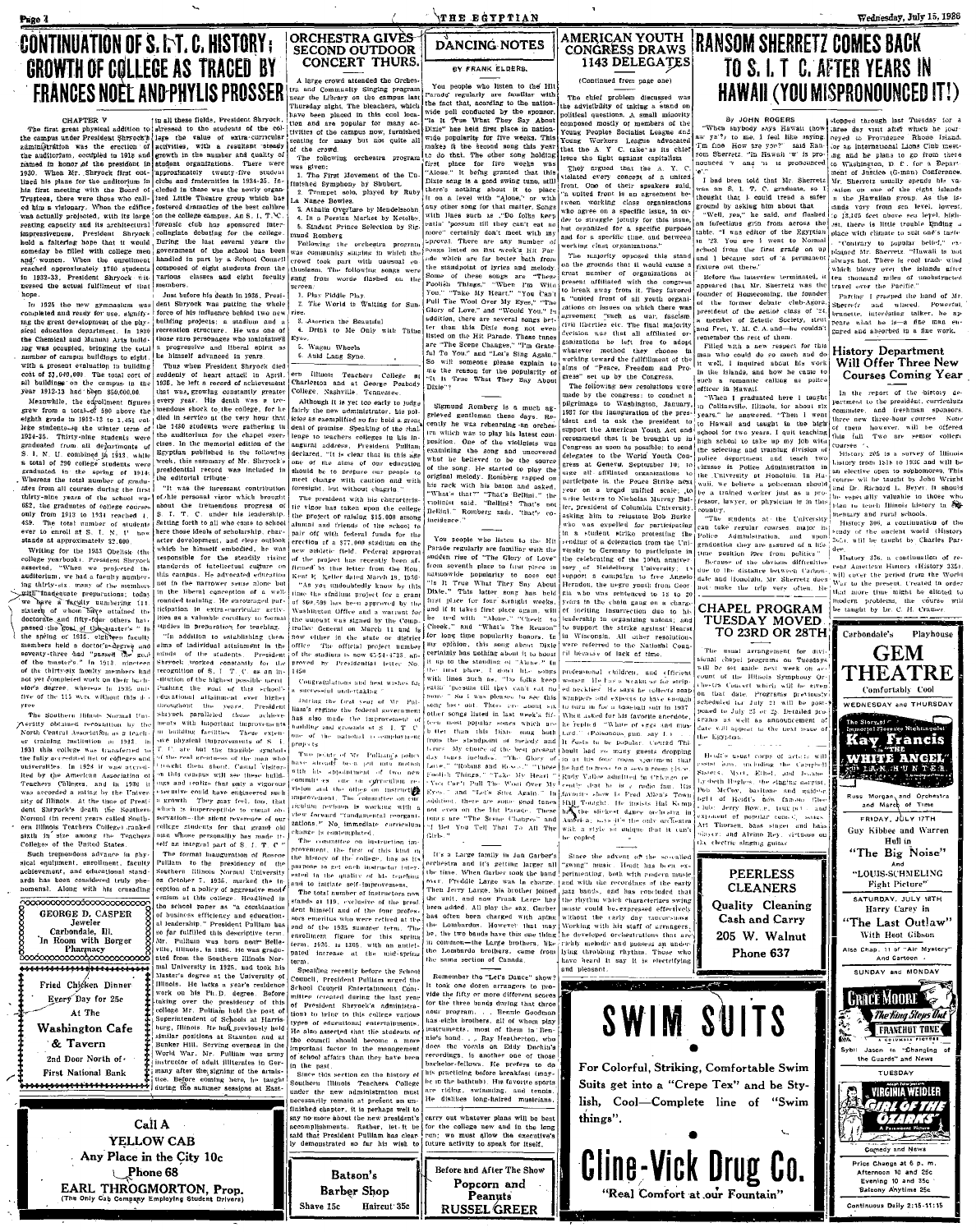# CONTINUATION OF S. I. T. C. HISTORY; GROWTH OF COLLEGE AS TRACED BY FRANCES NOEL AND PHYLIS PROSSER

CHAPTER V

The first great physical addition to the campus under President Shryock's administration was the erection of the auditorium, occupied in 1918 and named in honor of the president in 1930. When Mr. Shryock first outlined his plans for the auditorium in his first meeting with the Board of Trustees, there were those who called him a visionary. When the edifice was actually projected, with its large seating capacity and its architectural impressiveness, President Shryock held a faltering hope that it would someday be filled with college men and women. When the enrollment reached approximately 1700 students in 1932-33, President Shryock witnessed the actual fulfilment of that hope.

In 1925 the new gymnasium was completed and ready for use, signifying the great development of the physical education department. In 1928 the Chemical and Manual Arts building was occupied, bringing the total number of campus buildings to eight, with a present evaluation in building cost of $1,040,000. The total cost of all buildings on the campus in the year 1912-13 had been $50,000.00.

Meanwhile, the enrollment figures grew from a total of 80 above the eighth grade in 1912-13 to 1,451 college students in the winter term of 1934-35. Thirty-nine students were graduated from all departments of S. I. N. U. combined in 1913, while a total of 290 college students were graduated in the spring of 1934. Whereas the total number of graduates from all courses during the first thirty-nine years of the school was 682, the graduates of college courses only from 1913 to 1934 reached 1,459. The total number of students ever to enroll at S. I. N. U. now stands at approximately 32,000.

Writing for the 1935 Obelisk (the college yearbook), President Shryock asserted, "When we projected the auditorium, we had a faculty numbering thirty-six, many of the members with inadequate preparations; today we have a faculty numbering 111, sixteen of whom have attained the doctorate and fifty-one others have passed the goal of the master's." In the spring of 1935, eighteen faculty members held a doctor's degree and seventy-three had "passed the goal of the master's." In 1913, nineteen of the thirty-six faculty members had not yet completed work on their bachelor's degree, whereas in 1935 only five of the 115 were without this degree.

The Southern Illinois Normal University obtained recognition by the North Central Association as a teacher training institution in 1913. In 1931 this college was transferred to the fully accredited list of colleges and universities. In 1924 it was accredited by the American Association of Teachers Colleges, and in 1930 it was accorded a rating by the University of Illinois. At the time of President Shryock's death the Southern Normal (in recent years called Southern Illinois Teachers College) ranked sixth in size among the Teachers Colleges of the United States.

Such tremendous advance in physical equipment, enrollment, faculty achievement, and educational standards has been considered truly phenomenal. Along with his crusading in all these fields, President Shryock stressed to the students of the college the value of extra-curricular activities, with a resultant steady growth in the number and quality of student organizations. There were approximately twenty-five student clubs and fraternities in 1934-35. Included in these was the newly organized Little Theatre group which has fostered dramatics of the best calibre on the college campus. An S. I. T. C. forensic club has sponsored intercollegiate debating for the college. During the last several years the government of the school has been handled in part by a Student Council composed of eight students from the various classes and eight faculty members.

Just before his death in 1935, President Shryock was putting the whole force of his influence behind two new building projects: a stadium and a recreation structure. He was one of those rare personages who maintained a progressive and liberal spirit as he himself advanced in years.

Thus when President Shryock died suddenly of heart attack in April, 1935, he left a record of achievement that was growing constantly greater every year. His death was a tremendous shock to the college, for he died in service at the very hour that the 1400 students were gathering in the auditorium for the chapel exercises. In the memorial edition of the Egyptian published in the following week, this summary of Mr. Shryock's presidential record was included in the editorial tribute:

"It was the incessant contribution of this personal vigor which brought about the tremendous progress of S. I. T. C. under his leadership. Setting forth to all who came to school here those ideals of scholarship, character development, and clear outlook which he himself embodied, he was responsible for the steadily rising standards of intellectual culture on this campus. He advocated education not in the narrower sense alone but in the liberal conception of a well-rounded training. He encouraged participation in extra-curricular activities as a valuable corollary to formal studies in preparation for teaching.

"In addition to establishing these aims of individual attainment in the minds of the students, President Shryock worked constantly for the recognition of S. I. T. C. as an institution of the highest possible merit. Against the goal of this school's educational attainment ever higher throughout the years, President Shryock paralleled those achievements with important improvements in building facilities. These expensive physical improvements of S. I. T. C. are but the tangible symbols of the real greatness of the man who brought them about. Casual visitors on this campus will see these buildings and realize that only a vigorous executive could have engineered such a growth. They may feel, too, that which is imperceptible to casual observation—the silent reverence of our college students for that grand old man whose personality has made itself an integral part of S. I. T. C."

The formal inauguration of Roscoe Pulliam to the presidency of the Southern Illinois Normal University on October 7, 1935, marked the inception of a policy of aggressive modernism at this college. Heralded in the school paper as "a combination of business efficiency and educational leadership," President Pulliam has so far fulfilled this descriptive term. Mr. Pulliam was born near Belleville, Illinois, in 1896. He was graduated from the Southern Illinois Normal University in 1925, and took his master's degree at the University of Illinois. He lacks a year's residence work on his Ph.D. degree. Before taking over the presidency of this college Mr. Pulliam held the post of Superintendent of Schools at Harrisburg, Illinois. He had previously held similar positions at Staunton and at Bunker Hill. Serving overseas in the World War, Mr. Pulliam was army instructor of adult illiterates in Germany after the signing of the armistice. Before coming here, he taught during the summer sessions at East-ern Illinois Teachers College at Charleston and at George Peabody College, Nashville, Tennessee.

Although it is yet too early to judge fairly the new administration, his policies as exemplified so far hold a great deal of promise. Speaking of the challenge to teachers colleges in his inaugural address, President Pulliam declared, "It is clear that in this age one of the aims of our education should be to prepare our people to meet change with caution and with foresight, but without chagrin."

The president with his characteristic vigor has taken upon the college the project of raising $15,000 among alumni and friends of the school to pair off with federal funds for the erection of a $77,000 stadium on the new athletic field. Federal approval of the project has recently been affirmed by this letter from the Hon. Kent E. Keller dated March 18, 1936:

"As you undoubtedly know by this time the stadium project for a grant of $60,590 has been approved by the Washington Office and a warrant for the amount was signed by the Comptroller General on March 11 and is now either in the state or district office. The official project number of the stadium is now 654-4735, approved by Presidential letter No. 1456."

Congratulations and best wishes for a successful undertaking.

During the first year of Mr. Pulliam's regime the federal government has also made the improvement of building and grounds at S. I. T. C. one of the national re-employment projects.

Two points of Mr. Pulliam's policy have already been put into motion with his appointment of two new committees—one on curriculum revision and the other on instructional improvement. The committee on curriculum revision is working with a view toward "fundamental reorganizations." No immediate curriculum change is contemplated.

The committee on instruction improvement, the first of this kind in the history of the college, has as its purpose to get each instructor interested in the quality of his teaching and to initiate self-improvement.

The total number of instructors now stands at 119, exclusive of the president himself and of the four professors emeritus who were retired at the end of the 1935 summer term. The enrollment figure for this spring term, 1936, is 1305, with an anticipated increase at the mid-spring term.

Speaking recently before the School Council, President Pulliam urged the School Council Entertainment Committee (created during the last year of President Shryock's administration) to bring to this college various types of educational entertainments. He also asserted that the students of the council should become a more important factor in the management of school affairs than they have been in the past.

Since this section on the history of Southern Illinois Teachers College under the new administration must necessarily remain at present an unfinished chapter, it is perhaps well to say no more about the new president's accomplishments. Rather, let it be said that President Pulliam has clearly demonstrated so far his wish to carry out whatever plans will be best for the college now and in the long run; we must allow the executive's future activity to speak for itself.

GEORGE D. CASPER
Jeweler
Carbondale, Ill.
In Room with Borger Pharmacy

Fried Chicken Dinner
Every Day for 25c
At The
Washington Cafe & Tavern
2nd Door North of First National Bank

Call A
YELLOW CAB
Any Place in the City 10c
Phone 68
EARL THROGMORTON, Prop.
(The Only Cab Company Employing Student Drivers)

# ORCHESTRA GIVES SECOND OUTDOOR CONCERT THURS.

A large crowd attended the Orchestra and Community Singing program near the Library on the campus last Thursday night. The bleachers, which have been placed in this cool location and are popular for many activities of the campus now, furnished seating for many but not quite all of the crowd.

The following orchestra program was given:

1. The First Movement of the Unfinished Symphony by Shubert.
2. Trumpet solo, played by Ruby La Nance Bowles.
3. Athalia Overture by Mendelssohn.
4. In a Persian Market by Ketelbey.
5. Student Prince Selection by Sigmund Romberg.

Following the orchestra program was community singing in which the crowd took part with unusual enthusiasm. The following songs were sung from words flashed on the screen:

1. Play Fiddle Play.
2. The World is Waiting for Sunrise.
3. America the Beautiful.
4. Drink to Me Only with Thine Eyes.
5. Wagon Wheels.
6. Auld Lang Syne.

# DANCING NOTES

BY FRANK ELBERS.

You people who listen to the Hit Parade regularly are familiar with the fact that, according to the nation-wide poll conducted by the sponsor, "Is It True What They Say About Dixie" has held first place in nation-wide popularity for five weeks. This makes it the second song this year to do that. The other song holding first place for five weeks was "Alone." It being granted that this Dixie song is a good swing tune, still there's nothing about it to place it on a level with "Alone," or with any other song for that matter. Songs with lines such as "Do folks keep eatin' 'possum till they can't eat no more" certainly don't meet with my approval. There are any number of songs listed on list week's Hit Parade which are far better both from the standpoint of lyrics and melody. Some of these songs are "These Foolish Things," "When I'm With You," "Take My Heart," "You Can't Pull The Wool Over My Eyes," "The Glory of Love," and "Would You." In addition, there are several songs better than this Dixie song not even listed on the Hit Parade. These tunes are "The Scene Changes," "I'm Grateful To You," and "Let's Sing Again." So will someone please explain to me the reason for the popularity of "Is It True What They Say About Dixie"?

Sigmund Romberg is a much aggrieved gentleman these days. Recently he was rehearsing an orchestra which was to play his latest composition. One of the violinists was examining the song and uncovered what he believed to be the source of the song. He started to play the original melody. Romberg tapped on his rack with his baton and asked, "What's that?" "That's Bellini," the violinist said. "Bellini? That's not Bellini," Romberg said, "that's coincidence."

You people who listen to the Hit Parade regularly are familiar with the sudden rise of "The Glory of Love" from seventh place to first place in nationwide popularity to nose out "Is It True What They Say About Dixie." This latter song has held first place for four straight weeks, and if it takes first place again, will be tied with "Alone," "Cheek to Cheek," and "What's The Reason" for long time popularity honors. In my opinion, this song about Dixie certainly has nothing about it to boost it up to the standing of "Alone." In the first place, I don't like songs with lines such as, "Do folks keep eatin' 'possum till they can't eat no more." So I was pleased to see this song lose out. There are about six other songs listed in last week's Hit Parade that are far better both from the standpoint of melody and lyrics. My choice of the best of these tunes include: "The Glory of Love," "Robins and Roses," "These Foolish Things," "Take My Heart," "You Can't Pull The Wool Over My Eyes," and "Let's Sing Again." In addition, there are some good tunes not even on the Hit Parade. These tunes are "The Scene Changes" and "I Bet You Tell That To All The Girls."

It's a large family in Jan Garber's orchestra and it's getting larger all the time. When Garber took the band over, Freddie Large was in charge. Then Jerry Large, his brother joined the unit, and now Frank Large has been added. At play the sax, Garber has often been charged with aping the Lombardos. However that may be, the two bands have this one thing in common—the Large brothers, like the Lombardo brothers, came from the same section of Canada.

Remember the "Let's Dance" show? It took one dozen arrangers to provide the fifty or more different scores for the three bands during that three hour program. Benny Goodman has stable brothers, all of whom play instruments, most of them in Benny's band. Ray Heatherton, who does the vocals on Eddy Duchin's recordings, is another one of those bachelor-fellows. He prefers to do his practicing before breakfast (maybe in the bathtub). His favorite sports are riding, swimming, and tennis. He dislikes long-haired musicians.

Before and After The Show
Popcorn and Peanuts
RUSSEL GREER

Batson's
Barber Shop
Shave 15c   Haircut 35c

# AMERICAN YOUTH CONGRESS DRAWS 1143 DELEGATES

(Continued from page one)

The chief problem discussed was the advisability of taking a stand on political questions. A small minority composed mostly of members of the Young Peoples Socialist League and Young Workers League advocated that the A. Y. C. take as its chief issue the fight against capitalism.

They argued that the A. Y. C. violated every concept of a united front. One of their speakers said, "A united front is an agreement between working class organizations who agree on a specific issue, in order to struggle jointly for this issue, but organized for a specific purpose and for a specific time, and between working class organizations."

The majority opposed this stand on the grounds that it would cause a great number of organizations at present affiliated with the congress to break away from it. They favored a "united front of all youth organizations on issues on which there was agreement such as war, fascism, civil liberties etc. The final majority decision was that all affiliated organizations be left free to adopt whatever method they choose in working toward the fulfillment of the aims of "Peace, Freedom and Progress" set up by the Congress.

The following new resolutions were made by the congress: to conduct a pilgrimage to Washington, January, 1937 for the inauguration of the president and to ask the president to support the American Youth Act and recommend that it be brought up in Congress as soon as possible; to send delegates to the World Youth Congress at Geneva, September 10; to urge all affiliated organizations to participate in the Peace Strike next year on a broad unified scale; to write letters to Nicholas Murray Butler, president of Columbia University, asking him to reinstate Bob Burke who was expelled for participating in a student strike protesting the sending of a delegation from the University to Germany to participate in the celebrating of the 550th anniversary of Heidelburg University; to support a campaign to free Angelo Herndon, the negro youth from Georgia who was sentenced to 18 to 20 years in the chain gang on a charge of inciting insurrection due to his leadership in organizing relief; and to support the strike against Hearst in Wisconsin. All other resolutions were referred to the National Council because of lack of time.

# CHAPEL PROGRAM TUESDAY MOVED TO 23RD OR 28TH

The usual arrangement for divisional chapel programs on Tuesdays will be set aside next week on account of the Illinois Symphony Orchestra Concert which will be given on that date. Programs previously scheduled for July 21 will be postponed to July 23 or 28. Detailed programs as well as announcement of date will appear in the next issue of the Egyptian.

Heidt's usual corps of artists will assist him, including the Campbell Sisters, Myrt, Ethel, and Jeanne; Lysbeth Hughes, the singing harpist; Bob McCoy, baritone and guitarist; Jerry Bowne, trumpet and exponent of popular comic songs; Art Thorsen, bass singer and bass player; and Alvino Rey, virtuoso on the electric singing guitar.

professional children, and efficient women. He has a weakness for striped neckties. He says he collects snap shots and expects to have enough to turn in for a baseball suit in 1937. When asked for his favorite anecdote, he replied "Whole of eggs and flour—and—Poisonous, put say I'd"

It costs to be popular. Conrad Thibault had so many guests dropping in at his four room apartment that he had to move to a seven room place. Rudy Vallee admitted in Chicago recently that he is a radio fan. His favorite show is Fred Allen's Town Hall Tonight. He insists that Kemp is the slickest dance orchestra in America; says it's the only orchestra with a style so unique that it can't be copied.

Since the advent of the so-called "swing" music, Heidt has been experimenting, both with modern music and with the recordings of the early jazz bands, and has concluded that the rhythm which characterizes swing music could be expressed effectively without the early day raucousness. Working with his staff of arrangers, he developed orchestrations that are richly melodic and possess an underlying throbbing rhythm. Those who have heard it say it is electrifying and pleasant.

# RANSOM SHERRETZ COMES BACK TO S. I. T. C. AFTER YEARS IN HAWAII (YOU MISPRONOUNCED IT!)

By JOHN ROGERS

"When anybody says Hawaii (how av ya'y) to me, I feel like saying 'I'm fine. How are you?'" said Ransom Sherretz. "In Hawaii 'w' is pronounced 'v' and 'ii' is pronounced 'e'."

I had been told that Mr. Sherretz was an S. I. T. C. graduate, so I thought that I could tread a safer ground by asking him about that.

"Well, yes," he said, and flashed an infectious grin from across the table. "I was editor of the Egyptian in '23. You see I went to Normal school from the first grade on up and I became sort of a permanent fixture out there."

Before the interview terminated, it appeared that Mr. Sherretz was the founder of Homecoming, the founder of the former debate club-Agora, president of the senior class of '24, a member of Zetetic Society, and Pres. of Y. M. C. A. and—he couldn't remember the rest of them.

Filled with a new respect for this man who could do so much and do it well, I inquired about his work in the islands, and how he came to such a romantic calling as police officer in Hawaii.

"When I graduated here I taught in Collinsville, Illinois, for about six years," he answered. "Then I went to Hawaii and taught in the high school for two years. I quit teaching high school to take up my job with the selecting and training division of police department and teach two classes in Police Administration in the University of Honolulu in Hawaii. We believe a policeman should be a trained worker just as a professor, lawyer, or physician is in this country.

"The students at the University can take regular courses major in Police Administration, and upon graduation they are assured of a lifetime position free from politics."

Because of the obvious difficulties due to the distance between Carbondale and Honolulu, Mr. Sherretz does not make the trip very often. He stopped through last Tuesday for a three day visit after which he journeyed to Providence Rhode Island, for an international Lions Club meeting and he plans to go from there to Washington, D. C., for a Department of Justice (G-man) Conference.

Mr. Sherretz usually spends his vacation on one of the eight islands in the Hawaiian group. As the islands vary from sea level, lowest, to 13,165 feet above sea level, highest, there is little trouble finding a place with climate to suit one's taste.

"Contrary to popular belief," explained Mr. Sherretz "Hawaii is not always hot. There is cool trade wind which blows over the islands after ten thousand miles of unobstructed travel over the Pacific."

Parting I grasped the hand of Mr. Sherretz and winced. Powerful, brunette, interesting talker, he appears what he is—a fine man engaged and absorbed in a fine work.

# History Department Will Offer Three New Courses Coming Year

In the report of the history department to the president, curriculum committee, and freshman sponsors, three new three-hour courses. None of them however, will be offered this fall. Two are senior college courses.

History 205 is a survey of Illinois history from 1818 to 1936 and will be an elective open to sophomores. This course will be taught by John Wright and Dr. Richard L. Beyer. It should be especially valuable to those who plan to teach Illinois history in elementary and rural schools.

History 306, a continuation of the study of the ancient world (History 205), will be taught by Charles Pardee.

History 356, a continuation of recent American History (History 355), will cover the period from the World War to the present. Created in order that more time might be alloted to modern problems, the course will be taught by Dr. C. H. Cramer.

PEERLESS CLEANERS
Quality Cleaning
Cash and Carry
205 W. Walnut
Phone 637

SWIM SUITS

For Colorful, Striking, Comfortable Swim Suits get into a "Crepe Tex" and be Stylish, Cool—Complete line of "Swim things".

Cline-Vick Drug Co.
"Real Comfort at our Fountain"

Carbondale's Playhouse
GEM THEATRE
Comfortably Cool

WEDNESDAY and THURSDAY
Kay Francis
"WHITE ANGEL"
Ian Hunter
Russ Morgan and Orchestra and March of Time

FRIDAY, JULY 17TH
Guy Kibbee and Warren Hull in
"The Big Noise"
And
"LOUIS-SCHMELING Fight Picture"

SATURDAY, JULY 18TH
Harry Carey in
"The Last Outlaw"
With Hoot Gibson
Also Chap. 11 of "Air Mystery" And Cartoon

SUNDAY and MONDAY
GRACE MOORE
The King Steps Out
FRANCHOT TONE
Sybil Jason in "Changing of the Guards" and News

TUESDAY
VIRGINIA WEIDLER
GIRL OF THE OZARKS
Comedy and News

Price Change at 6 p. m.
Afternoon 10 and 25c
Evening 10 and 35c
Balcony Anytime 25c

Continuous Daily 2:15-11:15